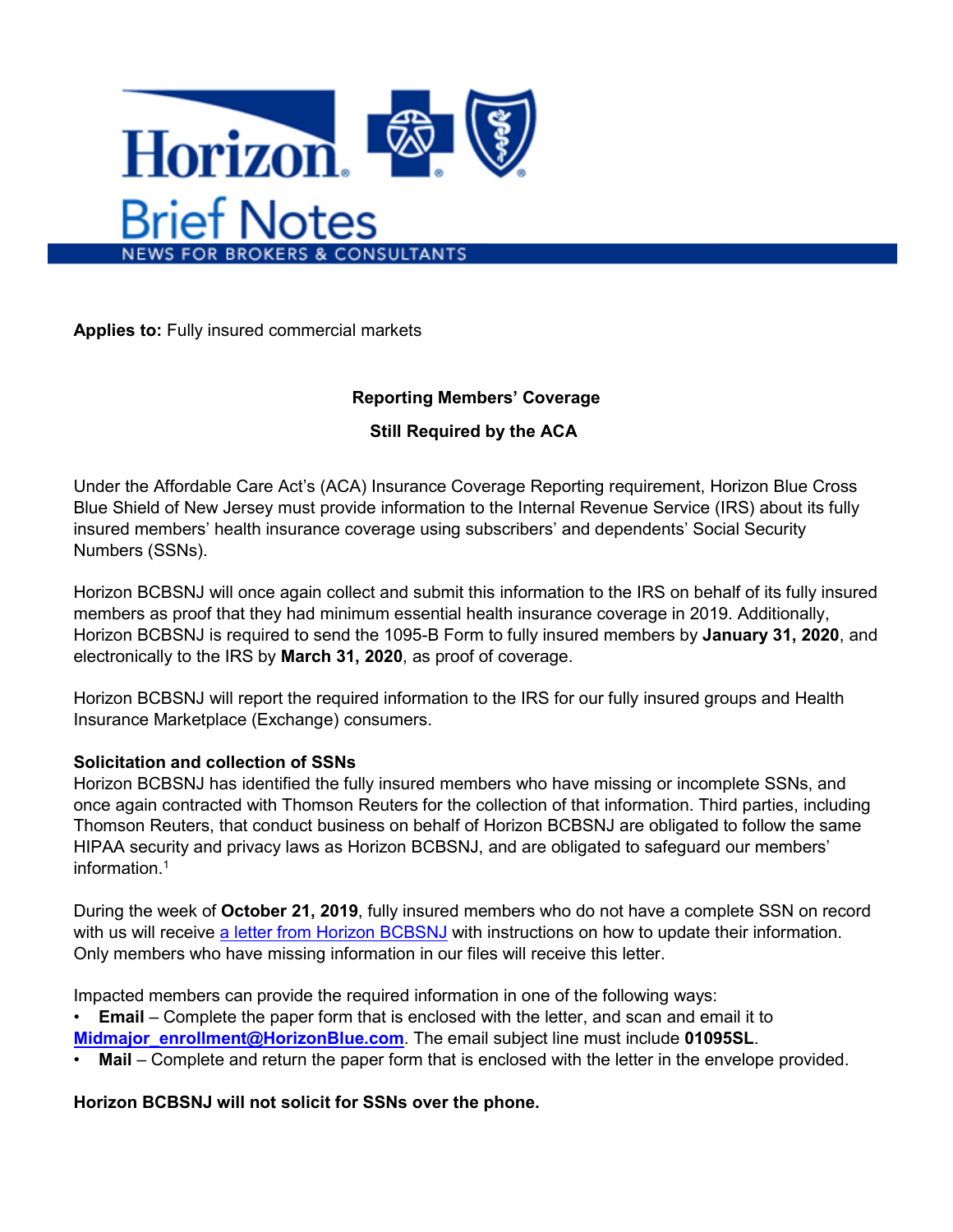Horizon Brief Notes

NEWS FOR BROKERS & CONSULTANTS

**Applies to:** Fully insured commercial markets

## Reporting Members' Coverage Still Required by the ACA

Under the Affordable Care Act's (ACA) Insurance Coverage Reporting requirement, Horizon Blue Cross Blue Shield of New Jersey must provide information to the Internal Revenue Service (IRS) about its fully insured members' health insurance coverage using subscribers' and dependents' Social Security Numbers (SSNs).

Horizon BCBSNJ will once again collect and submit this information to the IRS on behalf of its fully insured members as proof that they had minimum essential health insurance coverage in 2019. Additionally, Horizon BCBSNJ is required to send the 1095-B Form to fully insured members by **January 31, 2020**, and electronically to the IRS by **March 31, 2020**, as proof of coverage.

Horizon BCBSNJ will report the required information to the IRS for our fully insured groups and Health Insurance Marketplace (Exchange) consumers.

**Solicitation and collection of SSNs**

Horizon BCBSNJ has identified the fully insured members who have missing or incomplete SSNs, and once again contracted with Thomson Reuters for the collection of that information. Third parties, including Thomson Reuters, that conduct business on behalf of Horizon BCBSNJ are obligated to follow the same HIPAA security and privacy laws as Horizon BCBSNJ, and are obligated to safeguard our members' information.[1]

During the week of **October 21, 2019**, fully insured members who do not have a complete SSN on record with us will receive a letter from Horizon BCBSNJ with instructions on how to update their information. Only members who have missing information in our files will receive this letter.

Impacted members can provide the required information in one of the following ways:

- **Email** – Complete the paper form that is enclosed with the letter, and scan and email it to **Midmajor_enrollment@HorizonBlue.com**. The email subject line must include **01095SL**.
- **Mail** – Complete and return the paper form that is enclosed with the letter in the envelope provided.

**Horizon BCBSNJ will not solicit for SSNs over the phone.**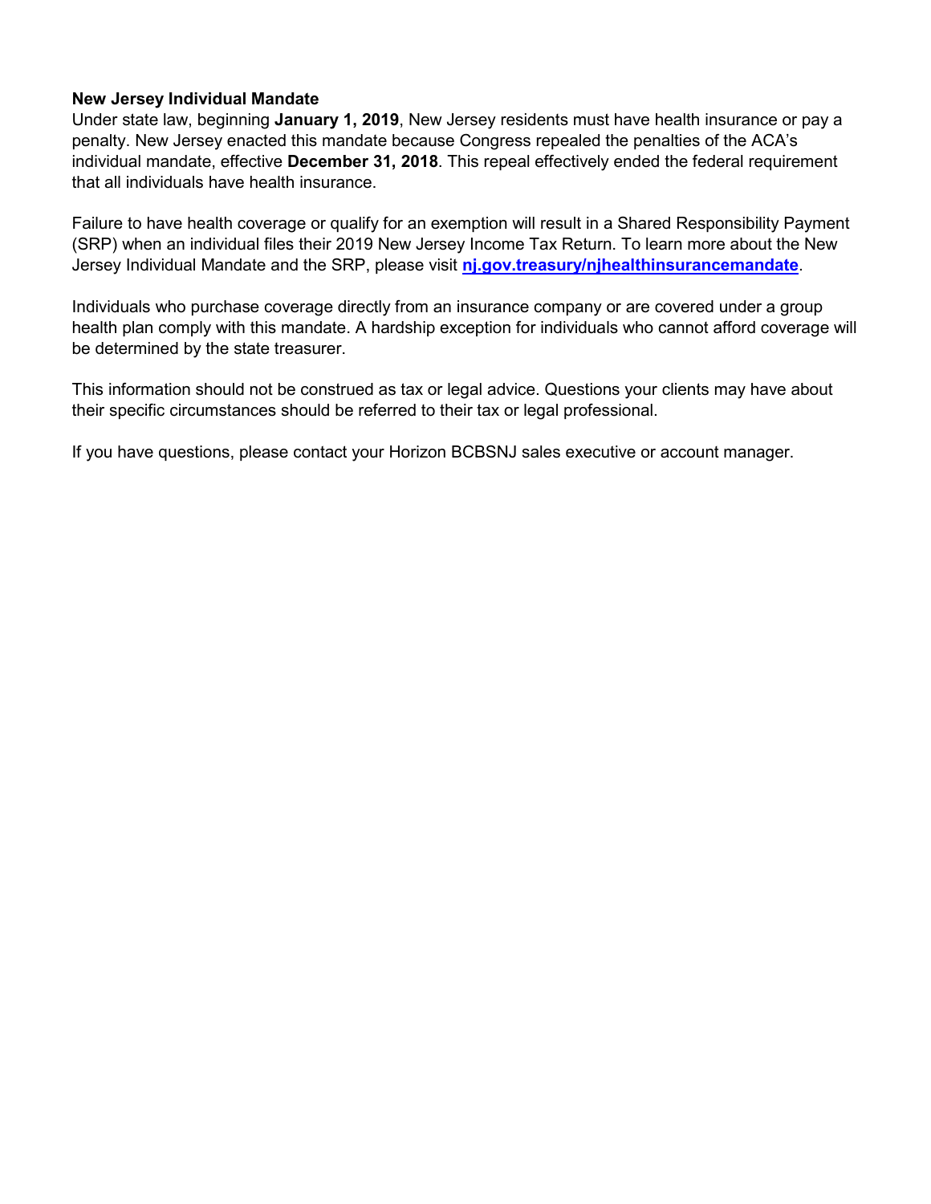**New Jersey Individual Mandate**

Under state law, beginning **January 1, 2019**, New Jersey residents must have health insurance or pay a penalty. New Jersey enacted this mandate because Congress repealed the penalties of the ACA's individual mandate, effective **December 31, 2018**. This repeal effectively ended the federal requirement that all individuals have health insurance.

Failure to have health coverage or qualify for an exemption will result in a Shared Responsibility Payment (SRP) when an individual files their 2019 New Jersey Income Tax Return. To learn more about the New Jersey Individual Mandate and the SRP, please visit **nj.gov.treasury/njhealthinsurancemandate**.

Individuals who purchase coverage directly from an insurance company or are covered under a group health plan comply with this mandate. A hardship exception for individuals who cannot afford coverage will be determined by the state treasurer.

This information should not be construed as tax or legal advice. Questions your clients may have about their specific circumstances should be referred to their tax or legal professional.

If you have questions, please contact your Horizon BCBSNJ sales executive or account manager.